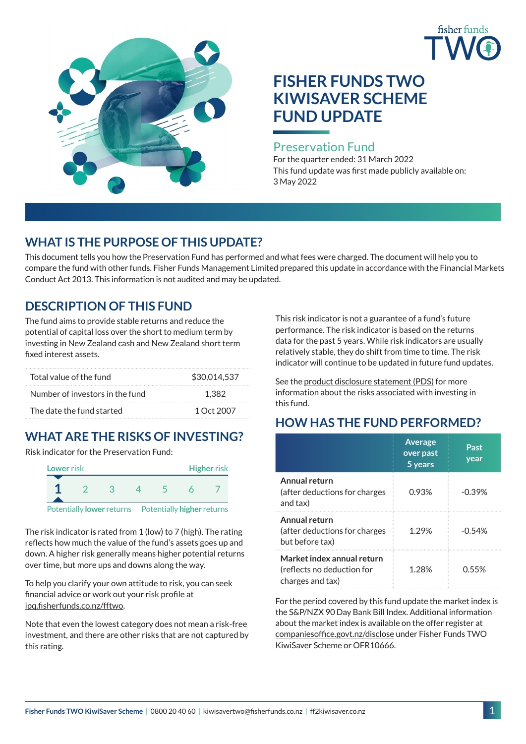# FISHER FUNDS TWO KIWISAVER SCHEME FUND UPDATE

## Preservation Fund

For the quarter ended: 31 March 2022

This fund update was first made publicly available on: 3 May 2022

## WHAT IS THE PURPOSE OF THIS UPDATE?

This document tells you how the Preservation Fund has performed and what fees were charged. The document will help you to compare the fund with other funds. Fisher Funds Management Limited prepared this update in accordance with the Financial Markets Conduct Act 2013. This information is not audited and may be updated.

## DESCRIPTION OF THIS FUND

The fund aims to provide stable returns and reduce the potential of capital loss over the short to medium term by investing in New Zealand cash and New Zealand short term fixed interest assets.

| | |
|---|---|
| Total value of the fund | $30,014,537 |
| Number of investors in the fund | 1,382 |
| The date the fund started | 1 Oct 2007 |

## WHAT ARE THE RISKS OF INVESTING?

Risk indicator for the Preservation Fund:

| Lower risk | | | | | | Higher risk |
|---|---|---|---|---|---|---|
| **1** | 2 | 3 | 4 | 5 | 6 | 7 |

Potentially **lower** returns — Potentially **higher** returns

The risk indicator is rated from 1 (low) to 7 (high). The rating reflects how much the value of the fund's assets goes up and down. A higher risk generally means higher potential returns over time, but more ups and downs along the way.

To help you clarify your own attitude to risk, you can seek financial advice or work out your risk profile at ipq.fisherfunds.co.nz/fftwo.

Note that even the lowest category does not mean a risk-free investment, and there are other risks that are not captured by this rating.

This risk indicator is not a guarantee of a fund's future performance. The risk indicator is based on the returns data for the past 5 years. While risk indicators are usually relatively stable, they do shift from time to time. The risk indicator will continue to be updated in future fund updates.

See the product disclosure statement (PDS) for more information about the risks associated with investing in this fund.

## HOW HAS THE FUND PERFORMED?

| | Average over past 5 years | Past year |
|---|---|---|
| **Annual return** (after deductions for charges and tax) | 0.93% | -0.39% |
| **Annual return** (after deductions for charges but before tax) | 1.29% | -0.54% |
| **Market index annual return** (reflects no deduction for charges and tax) | 1.28% | 0.55% |

For the period covered by this fund update the market index is the S&P/NZX 90 Day Bank Bill Index. Additional information about the market index is available on the offer register at companiesoffice.govt.nz/disclose under Fisher Funds TWO KiwiSaver Scheme or OFR10666.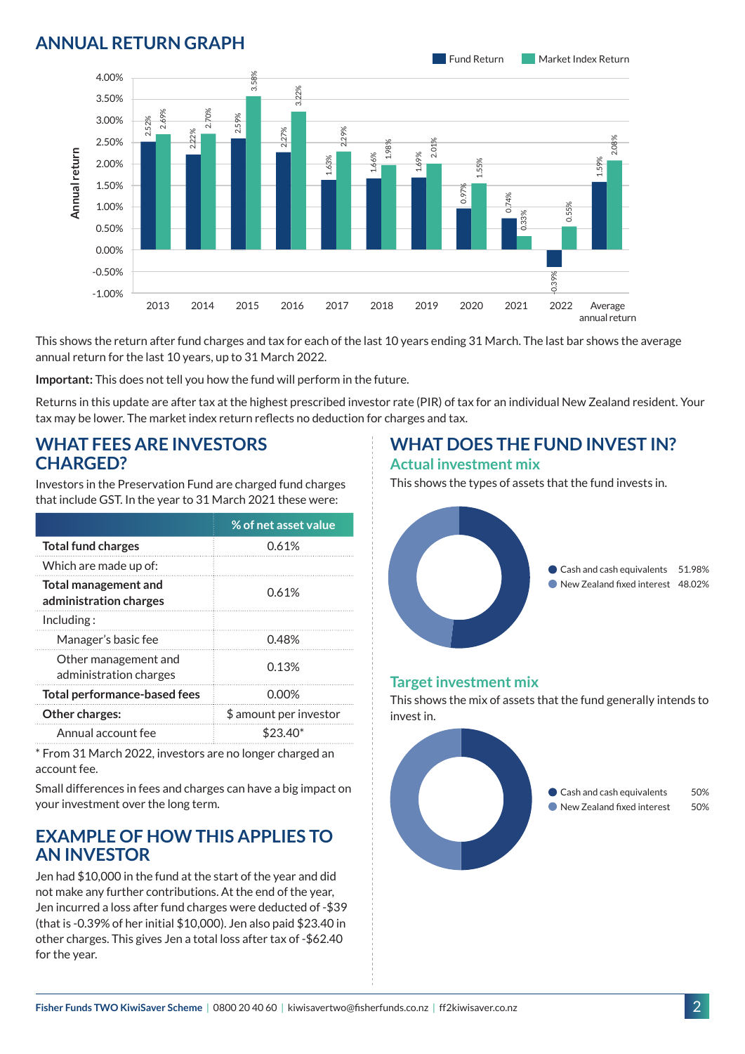## ANNUAL RETURN GRAPH

| Year | Fund Return | Market Index Return |
|---|---|---|
| 2013 | 2.52% | 2.69% |
| 2014 | 2.22% | 2.70% |
| 2015 | 2.59% | 3.58% |
| 2016 | 2.27% | 3.22% |
| 2017 | 1.63% | 2.29% |
| 2018 | 1.66% | 1.98% |
| 2019 | 1.69% | 2.01% |
| 2020 | 0.97% | 1.55% |
| 2021 | 0.74% | 0.33% |
| 2022 | -0.39% | 0.55% |
| Average annual return | 1.59% | 2.08% |

This shows the return after fund charges and tax for each of the last 10 years ending 31 March. The last bar shows the average annual return for the last 10 years, up to 31 March 2022.

**Important:** This does not tell you how the fund will perform in the future.

Returns in this update are after tax at the highest prescribed investor rate (PIR) of tax for an individual New Zealand resident. Your tax may be lower. The market index return reflects no deduction for charges and tax.

## WHAT FEES ARE INVESTORS CHARGED?

Investors in the Preservation Fund are charged fund charges that include GST. In the year to 31 March 2021 these were:

| | % of net asset value |
|---|---|
| **Total fund charges** | 0.61% |
| Which are made up of: | |
| **Total management and administration charges** | 0.61% |
| Including : | |
| Manager's basic fee | 0.48% |
| Other management and administration charges | 0.13% |
| **Total performance-based fees** | 0.00% |
| **Other charges:** | $ amount per investor |
| Annual account fee | $23.40* |

* From 31 March 2022, investors are no longer charged an account fee.

Small differences in fees and charges can have a big impact on your investment over the long term.

## EXAMPLE OF HOW THIS APPLIES TO AN INVESTOR

Jen had $10,000 in the fund at the start of the year and did not make any further contributions. At the end of the year, Jen incurred a loss after fund charges were deducted of -$39 (that is -0.39% of her initial $10,000). Jen also paid $23.40 in other charges. This gives Jen a total loss after tax of -$62.40 for the year.

## WHAT DOES THE FUND INVEST IN?

### Actual investment mix

This shows the types of assets that the fund invests in.

| Asset | % |
|---|---|
| Cash and cash equivalents | 51.98% |
| New Zealand fixed interest | 48.02% |

### Target investment mix

This shows the mix of assets that the fund generally intends to invest in.

| Asset | % |
|---|---|
| Cash and cash equivalents | 50% |
| New Zealand fixed interest | 50% |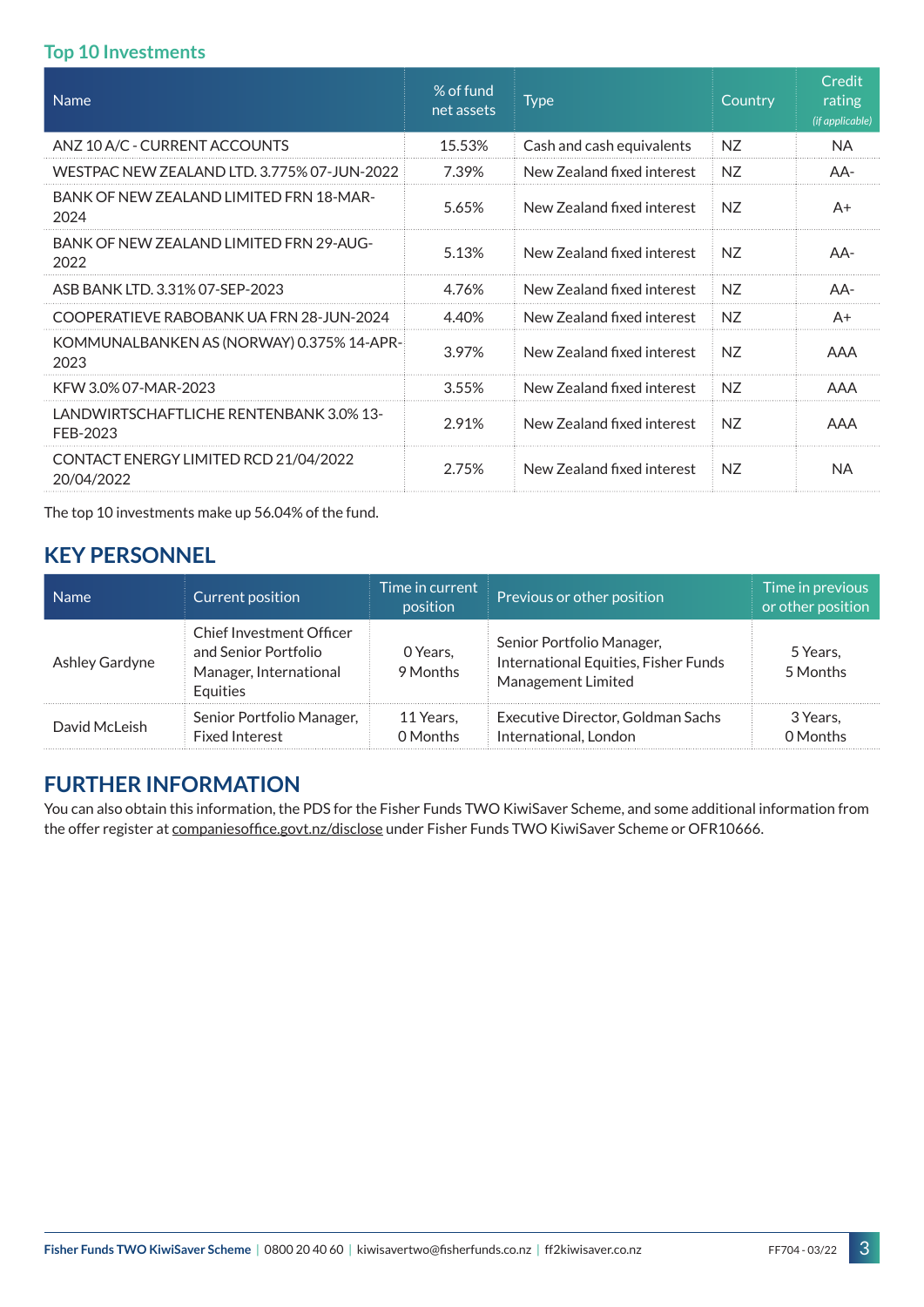## Top 10 Investments

| Name | % of fund net assets | Type | Country | Credit rating *(if applicable)* |
|---|---|---|---|---|
| ANZ 10 A/C - CURRENT ACCOUNTS | 15.53% | Cash and cash equivalents | NZ | NA |
| WESTPAC NEW ZEALAND LTD. 3.775% 07-JUN-2022 | 7.39% | New Zealand fixed interest | NZ | AA- |
| BANK OF NEW ZEALAND LIMITED FRN 18-MAR-2024 | 5.65% | New Zealand fixed interest | NZ | A+ |
| BANK OF NEW ZEALAND LIMITED FRN 29-AUG-2022 | 5.13% | New Zealand fixed interest | NZ | AA- |
| ASB BANK LTD. 3.31% 07-SEP-2023 | 4.76% | New Zealand fixed interest | NZ | AA- |
| COOPERATIEVE RABOBANK UA FRN 28-JUN-2024 | 4.40% | New Zealand fixed interest | NZ | A+ |
| KOMMUNALBANKEN AS (NORWAY) 0.375% 14-APR-2023 | 3.97% | New Zealand fixed interest | NZ | AAA |
| KFW 3.0% 07-MAR-2023 | 3.55% | New Zealand fixed interest | NZ | AAA |
| LANDWIRTSCHAFTLICHE RENTENBANK 3.0% 13-FEB-2023 | 2.91% | New Zealand fixed interest | NZ | AAA |
| CONTACT ENERGY LIMITED RCD 21/04/2022 20/04/2022 | 2.75% | New Zealand fixed interest | NZ | NA |

The top 10 investments make up 56.04% of the fund.

## KEY PERSONNEL

| Name | Current position | Time in current position | Previous or other position | Time in previous or other position |
|---|---|---|---|---|
| Ashley Gardyne | Chief Investment Officer and Senior Portfolio Manager, International Equities | 0 Years, 9 Months | Senior Portfolio Manager, International Equities, Fisher Funds Management Limited | 5 Years, 5 Months |
| David McLeish | Senior Portfolio Manager, Fixed Interest | 11 Years, 0 Months | Executive Director, Goldman Sachs International, London | 3 Years, 0 Months |

## FURTHER INFORMATION

You can also obtain this information, the PDS for the Fisher Funds TWO KiwiSaver Scheme, and some additional information from the offer register at companiesoffice.govt.nz/disclose under Fisher Funds TWO KiwiSaver Scheme or OFR10666.